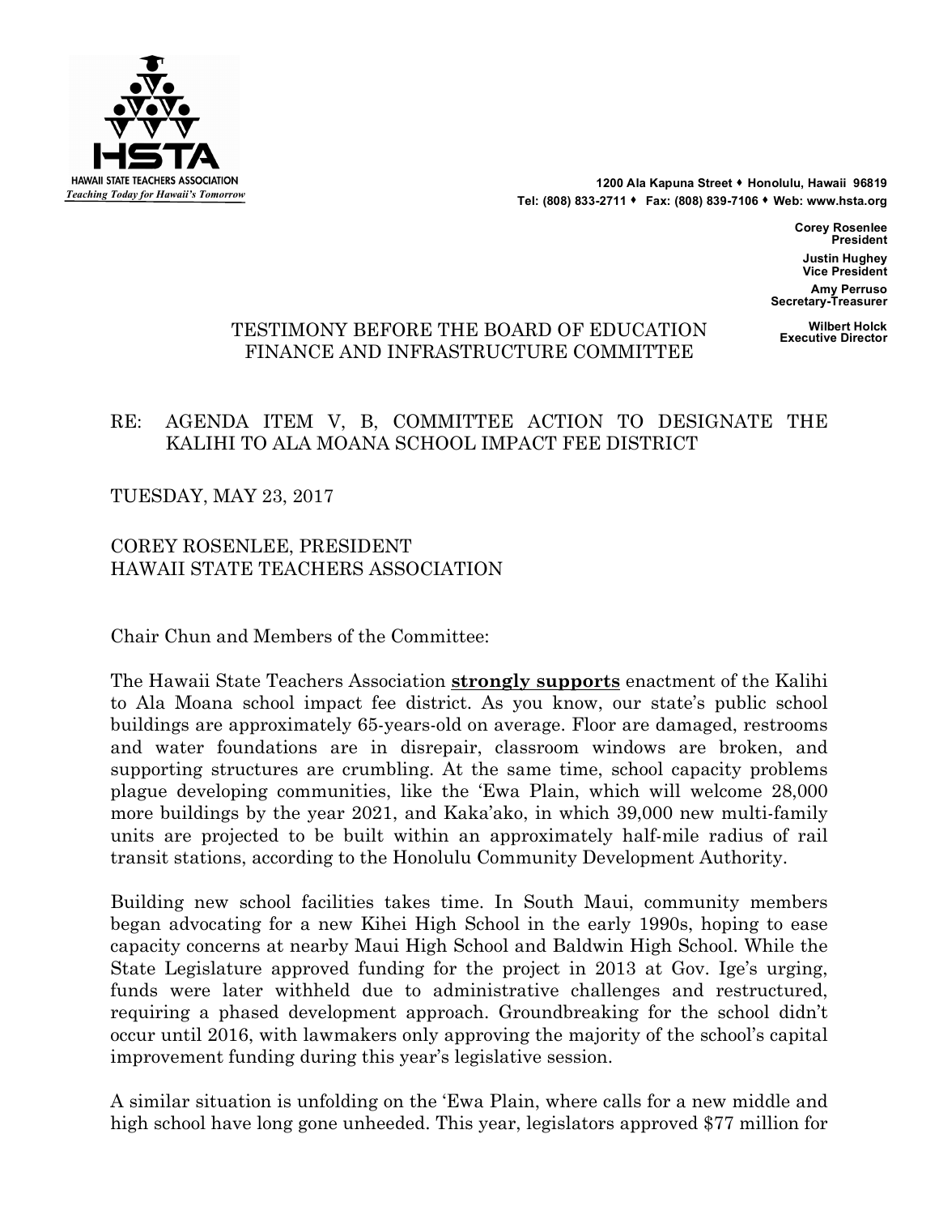HAWAII STATE TEACHERS ASSOCIATION
*Teaching Today for Hawaii's Tomorrow*

**1200 Ala Kapuna Street ♦ Honolulu, Hawaii 96819**
**Tel: (808) 833-2711 ♦ Fax: (808) 839-7106 ♦ Web: www.hsta.org**

**Corey Rosenlee**
**President**

**Justin Hughey**
**Vice President**

**Amy Perruso**
**Secretary-Treasurer**

**Wilbert Holck**
**Executive Director**

TESTIMONY BEFORE THE BOARD OF EDUCATION
FINANCE AND INFRASTRUCTURE COMMITTEE

RE: AGENDA ITEM V, B, COMMITTEE ACTION TO DESIGNATE THE KALIHI TO ALA MOANA SCHOOL IMPACT FEE DISTRICT

TUESDAY, MAY 23, 2017

COREY ROSENLEE, PRESIDENT
HAWAII STATE TEACHERS ASSOCIATION

Chair Chun and Members of the Committee:

The Hawaii State Teachers Association **strongly supports** enactment of the Kalihi to Ala Moana school impact fee district. As you know, our state's public school buildings are approximately 65-years-old on average. Floor are damaged, restrooms and water foundations are in disrepair, classroom windows are broken, and supporting structures are crumbling. At the same time, school capacity problems plague developing communities, like the 'Ewa Plain, which will welcome 28,000 more buildings by the year 2021, and Kaka'ako, in which 39,000 new multi-family units are projected to be built within an approximately half-mile radius of rail transit stations, according to the Honolulu Community Development Authority.

Building new school facilities takes time. In South Maui, community members began advocating for a new Kihei High School in the early 1990s, hoping to ease capacity concerns at nearby Maui High School and Baldwin High School. While the State Legislature approved funding for the project in 2013 at Gov. Ige's urging, funds were later withheld due to administrative challenges and restructured, requiring a phased development approach. Groundbreaking for the school didn't occur until 2016, with lawmakers only approving the majority of the school's capital improvement funding during this year's legislative session.

A similar situation is unfolding on the 'Ewa Plain, where calls for a new middle and high school have long gone unheeded. This year, legislators approved $77 million for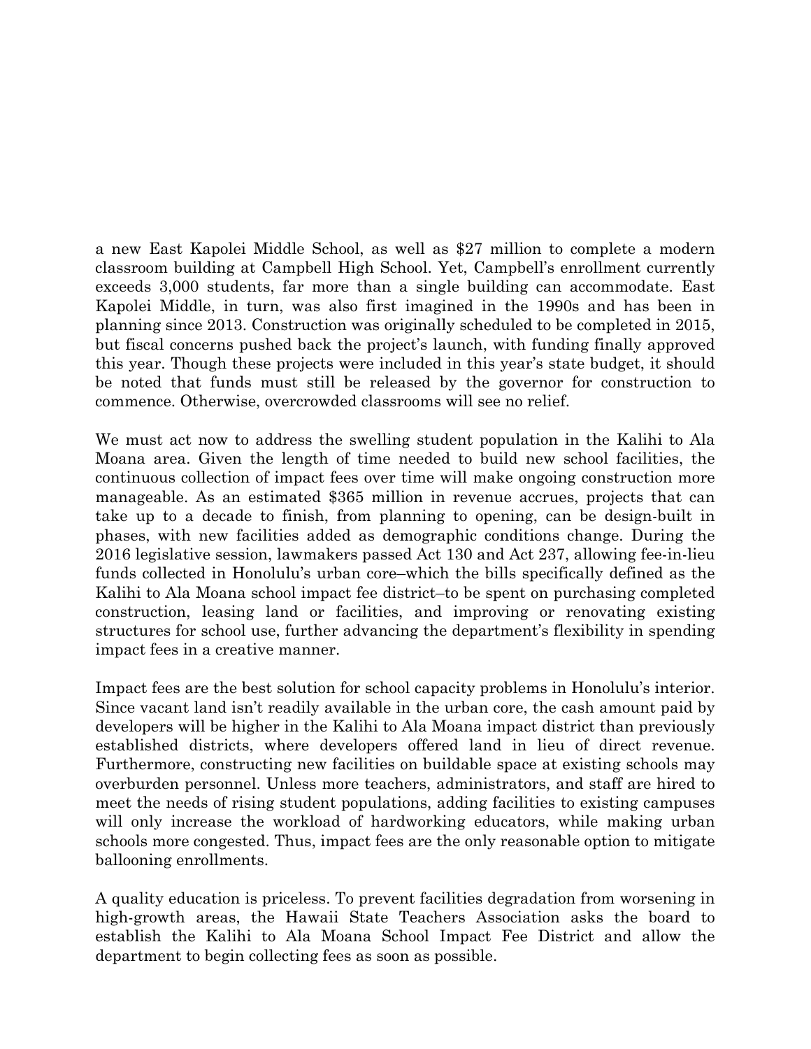a new East Kapolei Middle School, as well as $27 million to complete a modern classroom building at Campbell High School. Yet, Campbell's enrollment currently exceeds 3,000 students, far more than a single building can accommodate. East Kapolei Middle, in turn, was also first imagined in the 1990s and has been in planning since 2013. Construction was originally scheduled to be completed in 2015, but fiscal concerns pushed back the project's launch, with funding finally approved this year. Though these projects were included in this year's state budget, it should be noted that funds must still be released by the governor for construction to commence. Otherwise, overcrowded classrooms will see no relief.

We must act now to address the swelling student population in the Kalihi to Ala Moana area. Given the length of time needed to build new school facilities, the continuous collection of impact fees over time will make ongoing construction more manageable. As an estimated $365 million in revenue accrues, projects that can take up to a decade to finish, from planning to opening, can be design-built in phases, with new facilities added as demographic conditions change. During the 2016 legislative session, lawmakers passed Act 130 and Act 237, allowing fee-in-lieu funds collected in Honolulu's urban core–which the bills specifically defined as the Kalihi to Ala Moana school impact fee district–to be spent on purchasing completed construction, leasing land or facilities, and improving or renovating existing structures for school use, further advancing the department's flexibility in spending impact fees in a creative manner.

Impact fees are the best solution for school capacity problems in Honolulu's interior. Since vacant land isn't readily available in the urban core, the cash amount paid by developers will be higher in the Kalihi to Ala Moana impact district than previously established districts, where developers offered land in lieu of direct revenue. Furthermore, constructing new facilities on buildable space at existing schools may overburden personnel. Unless more teachers, administrators, and staff are hired to meet the needs of rising student populations, adding facilities to existing campuses will only increase the workload of hardworking educators, while making urban schools more congested. Thus, impact fees are the only reasonable option to mitigate ballooning enrollments.

A quality education is priceless. To prevent facilities degradation from worsening in high-growth areas, the Hawaii State Teachers Association asks the board to establish the Kalihi to Ala Moana School Impact Fee District and allow the department to begin collecting fees as soon as possible.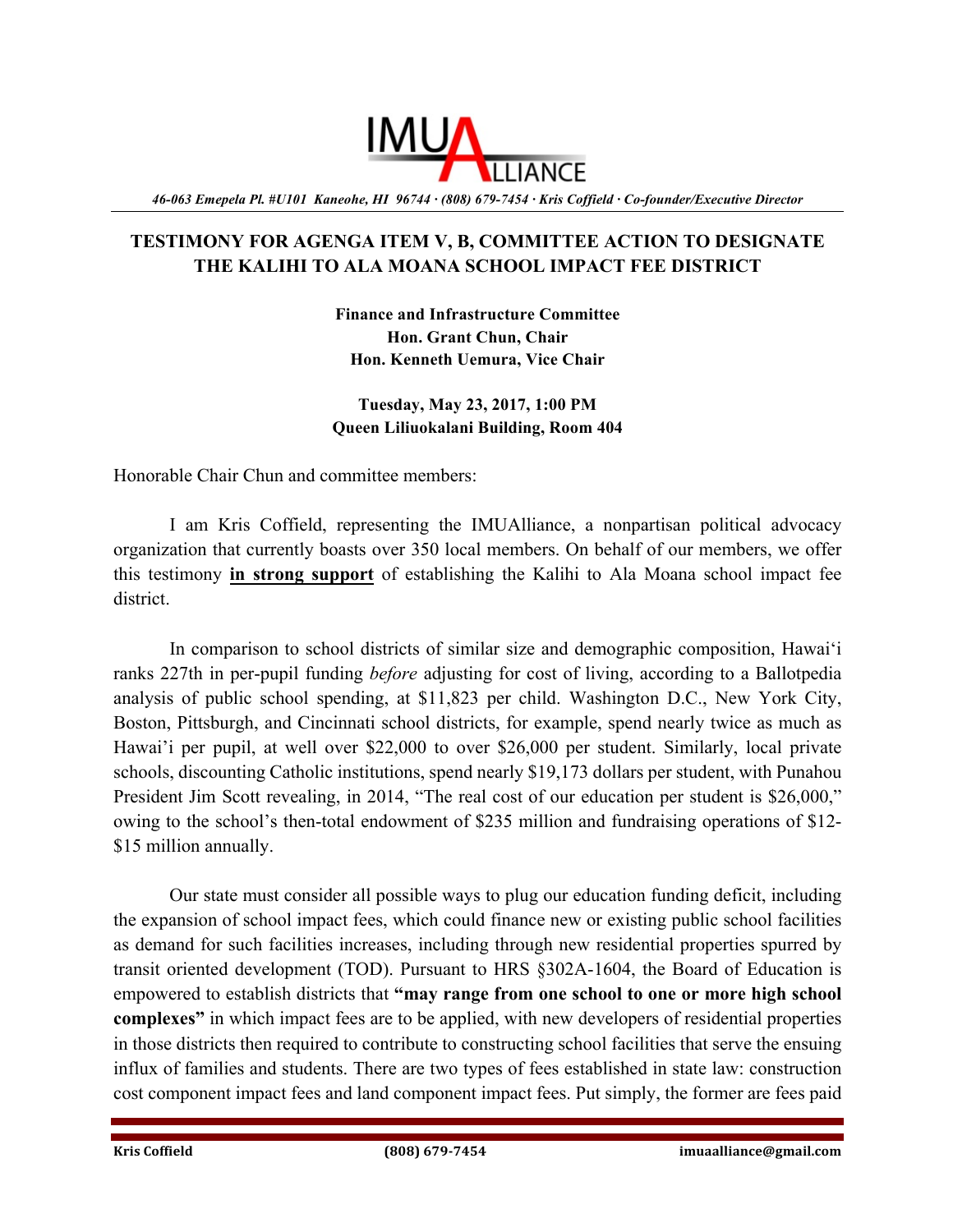IMUALLIANCE

*46-063 Emepela Pl. #U101 Kaneohe, HI 96744 · (808) 679-7454 · Kris Coffield · Co-founder/Executive Director*

**TESTIMONY FOR AGENGA ITEM V, B, COMMITTEE ACTION TO DESIGNATE THE KALIHI TO ALA MOANA SCHOOL IMPACT FEE DISTRICT**

**Finance and Infrastructure Committee**
**Hon. Grant Chun, Chair**
**Hon. Kenneth Uemura, Vice Chair**

**Tuesday, May 23, 2017, 1:00 PM**
**Queen Liliuokalani Building, Room 404**

Honorable Chair Chun and committee members:

I am Kris Coffield, representing the IMUAlliance, a nonpartisan political advocacy organization that currently boasts over 350 local members. On behalf of our members, we offer this testimony **in strong support** of establishing the Kalihi to Ala Moana school impact fee district.

In comparison to school districts of similar size and demographic composition, Hawaiʻi ranks 227th in per-pupil funding *before* adjusting for cost of living, according to a Ballotpedia analysis of public school spending, at $11,823 per child. Washington D.C., New York City, Boston, Pittsburgh, and Cincinnati school districts, for example, spend nearly twice as much as Hawai'i per pupil, at well over $22,000 to over $26,000 per student. Similarly, local private schools, discounting Catholic institutions, spend nearly $19,173 dollars per student, with Punahou President Jim Scott revealing, in 2014, "The real cost of our education per student is $26,000," owing to the school's then-total endowment of $235 million and fundraising operations of $12-$15 million annually.

Our state must consider all possible ways to plug our education funding deficit, including the expansion of school impact fees, which could finance new or existing public school facilities as demand for such facilities increases, including through new residential properties spurred by transit oriented development (TOD). Pursuant to HRS §302A-1604, the Board of Education is empowered to establish districts that **"may range from one school to one or more high school complexes"** in which impact fees are to be applied, with new developers of residential properties in those districts then required to contribute to constructing school facilities that serve the ensuing influx of families and students. There are two types of fees established in state law: construction cost component impact fees and land component impact fees. Put simply, the former are fees paid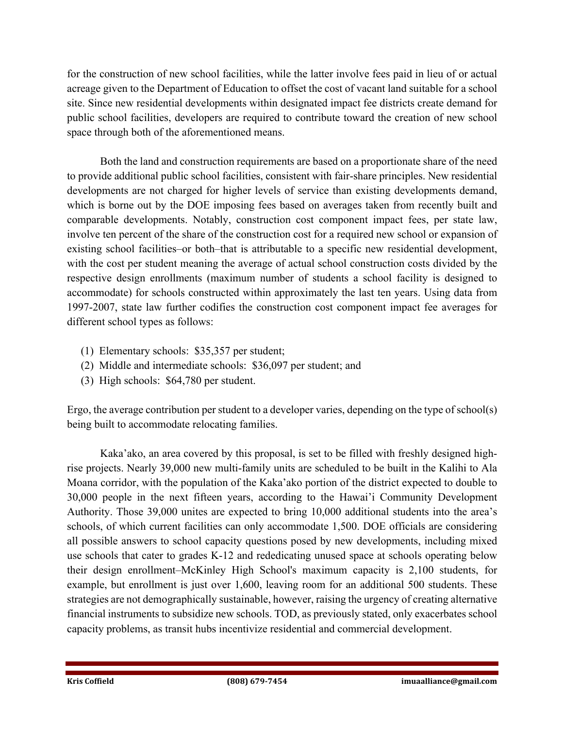for the construction of new school facilities, while the latter involve fees paid in lieu of or actual acreage given to the Department of Education to offset the cost of vacant land suitable for a school site. Since new residential developments within designated impact fee districts create demand for public school facilities, developers are required to contribute toward the creation of new school space through both of the aforementioned means.

Both the land and construction requirements are based on a proportionate share of the need to provide additional public school facilities, consistent with fair-share principles. New residential developments are not charged for higher levels of service than existing developments demand, which is borne out by the DOE imposing fees based on averages taken from recently built and comparable developments. Notably, construction cost component impact fees, per state law, involve ten percent of the share of the construction cost for a required new school or expansion of existing school facilities–or both–that is attributable to a specific new residential development, with the cost per student meaning the average of actual school construction costs divided by the respective design enrollments (maximum number of students a school facility is designed to accommodate) for schools constructed within approximately the last ten years. Using data from 1997-2007, state law further codifies the construction cost component impact fee averages for different school types as follows:

(1) Elementary schools: $35,357 per student;
(2) Middle and intermediate schools: $36,097 per student; and
(3) High schools: $64,780 per student.

Ergo, the average contribution per student to a developer varies, depending on the type of school(s) being built to accommodate relocating families.

Kaka'ako, an area covered by this proposal, is set to be filled with freshly designed high-rise projects. Nearly 39,000 new multi-family units are scheduled to be built in the Kalihi to Ala Moana corridor, with the population of the Kaka'ako portion of the district expected to double to 30,000 people in the next fifteen years, according to the Hawai'i Community Development Authority. Those 39,000 unites are expected to bring 10,000 additional students into the area's schools, of which current facilities can only accommodate 1,500. DOE officials are considering all possible answers to school capacity questions posed by new developments, including mixed use schools that cater to grades K-12 and rededicating unused space at schools operating below their design enrollment–McKinley High School's maximum capacity is 2,100 students, for example, but enrollment is just over 1,600, leaving room for an additional 500 students. These strategies are not demographically sustainable, however, raising the urgency of creating alternative financial instruments to subsidize new schools. TOD, as previously stated, only exacerbates school capacity problems, as transit hubs incentivize residential and commercial development.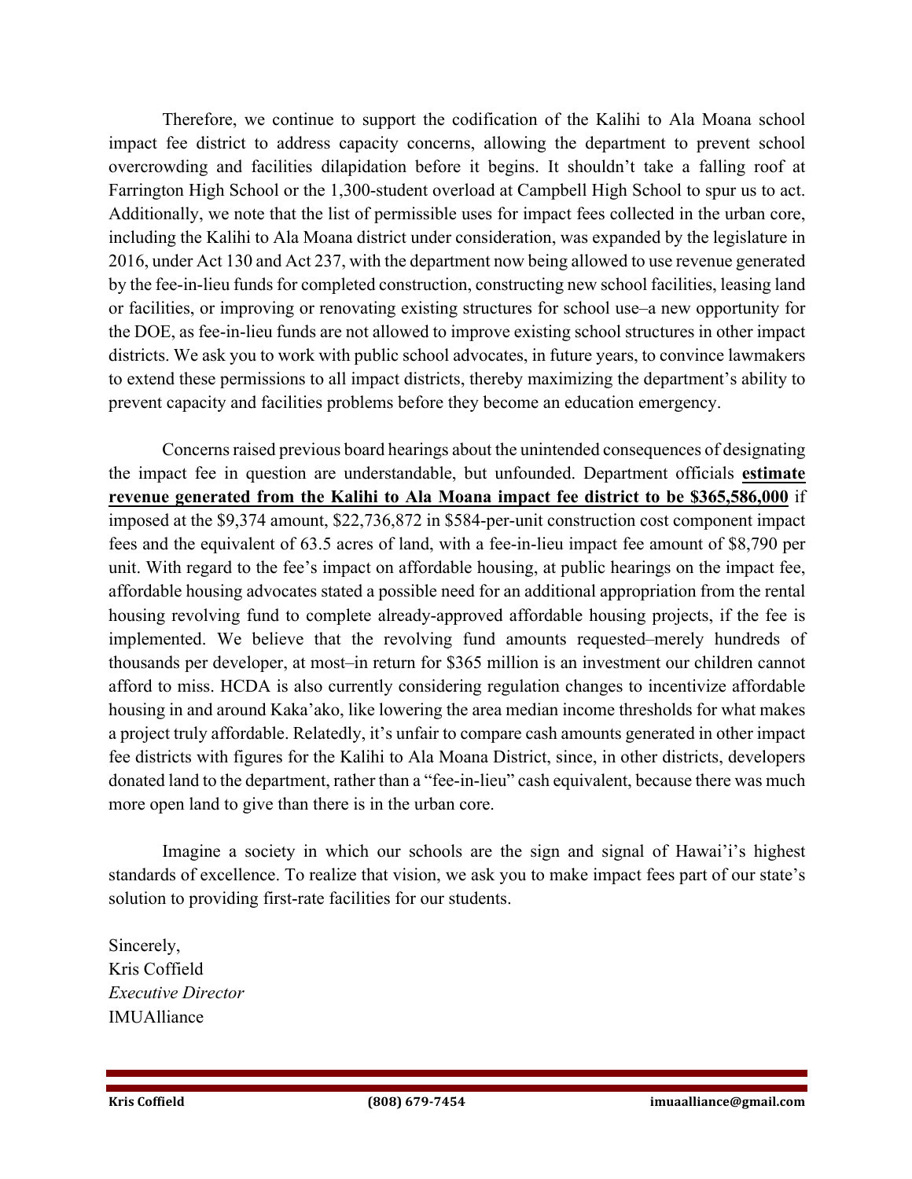Therefore, we continue to support the codification of the Kalihi to Ala Moana school impact fee district to address capacity concerns, allowing the department to prevent school overcrowding and facilities dilapidation before it begins. It shouldn't take a falling roof at Farrington High School or the 1,300-student overload at Campbell High School to spur us to act. Additionally, we note that the list of permissible uses for impact fees collected in the urban core, including the Kalihi to Ala Moana district under consideration, was expanded by the legislature in 2016, under Act 130 and Act 237, with the department now being allowed to use revenue generated by the fee-in-lieu funds for completed construction, constructing new school facilities, leasing land or facilities, or improving or renovating existing structures for school use–a new opportunity for the DOE, as fee-in-lieu funds are not allowed to improve existing school structures in other impact districts. We ask you to work with public school advocates, in future years, to convince lawmakers to extend these permissions to all impact districts, thereby maximizing the department's ability to prevent capacity and facilities problems before they become an education emergency.

Concerns raised previous board hearings about the unintended consequences of designating the impact fee in question are understandable, but unfounded. Department officials **estimate revenue generated from the Kalihi to Ala Moana impact fee district to be $365,586,000** if imposed at the $9,374 amount, $22,736,872 in $584-per-unit construction cost component impact fees and the equivalent of 63.5 acres of land, with a fee-in-lieu impact fee amount of $8,790 per unit. With regard to the fee's impact on affordable housing, at public hearings on the impact fee, affordable housing advocates stated a possible need for an additional appropriation from the rental housing revolving fund to complete already-approved affordable housing projects, if the fee is implemented. We believe that the revolving fund amounts requested–merely hundreds of thousands per developer, at most–in return for $365 million is an investment our children cannot afford to miss. HCDA is also currently considering regulation changes to incentivize affordable housing in and around Kaka'ako, like lowering the area median income thresholds for what makes a project truly affordable. Relatedly, it's unfair to compare cash amounts generated in other impact fee districts with figures for the Kalihi to Ala Moana District, since, in other districts, developers donated land to the department, rather than a "fee-in-lieu" cash equivalent, because there was much more open land to give than there is in the urban core.

Imagine a society in which our schools are the sign and signal of Hawai'i's highest standards of excellence. To realize that vision, we ask you to make impact fees part of our state's solution to providing first-rate facilities for our students.

Sincerely,
Kris Coffield
*Executive Director*
IMUAlliance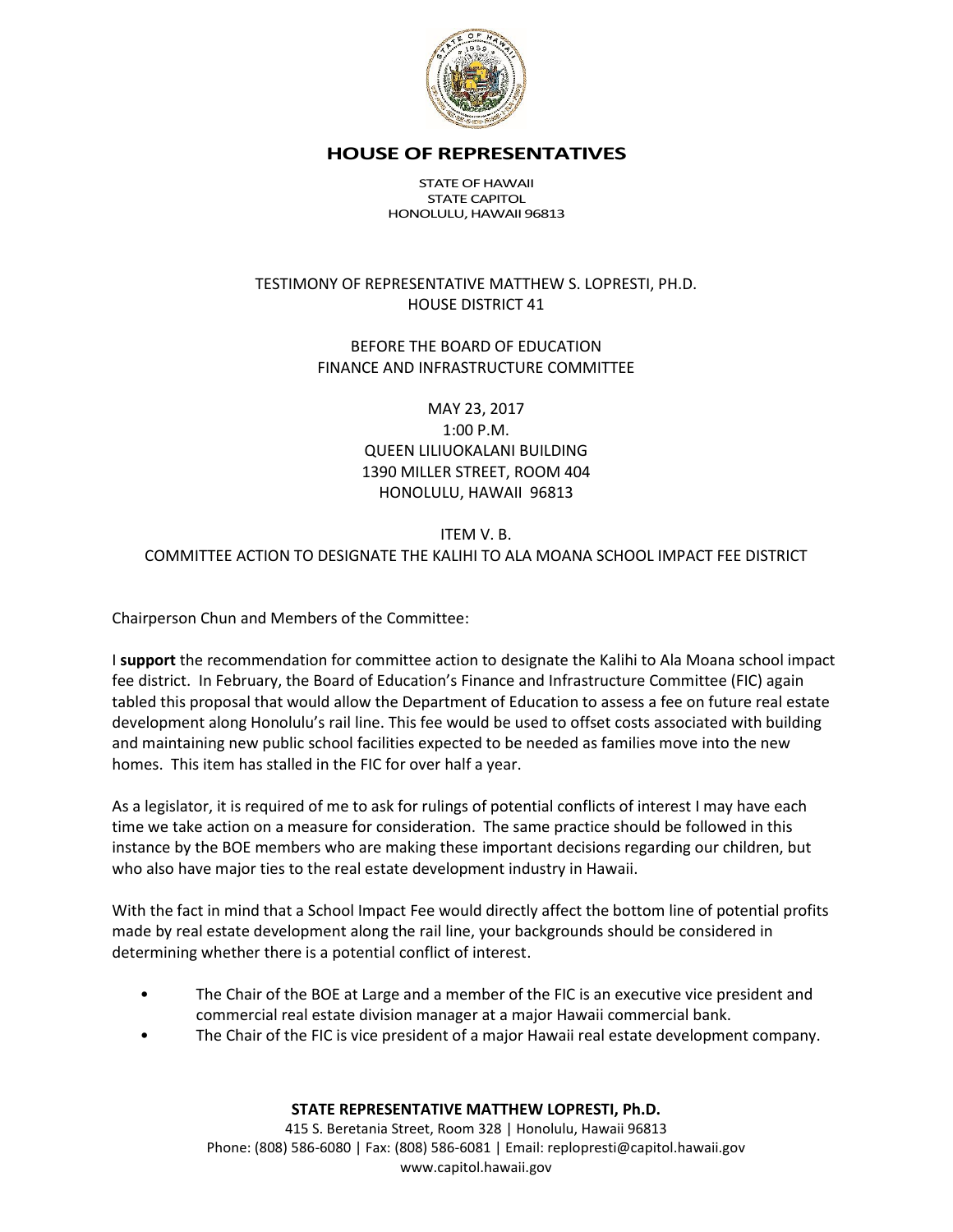# HOUSE OF REPRESENTATIVES

STATE OF HAWAII
STATE CAPITOL
HONOLULU, HAWAII 96813

TESTIMONY OF REPRESENTATIVE MATTHEW S. LOPRESTI, PH.D.
HOUSE DISTRICT 41

BEFORE THE BOARD OF EDUCATION
FINANCE AND INFRASTRUCTURE COMMITTEE

MAY 23, 2017
1:00 P.M.
QUEEN LILIUOKALANI BUILDING
1390 MILLER STREET, ROOM 404
HONOLULU, HAWAII 96813

ITEM V. B.
COMMITTEE ACTION TO DESIGNATE THE KALIHI TO ALA MOANA SCHOOL IMPACT FEE DISTRICT

Chairperson Chun and Members of the Committee:

I **support** the recommendation for committee action to designate the Kalihi to Ala Moana school impact fee district. In February, the Board of Education's Finance and Infrastructure Committee (FIC) again tabled this proposal that would allow the Department of Education to assess a fee on future real estate development along Honolulu's rail line. This fee would be used to offset costs associated with building and maintaining new public school facilities expected to be needed as families move into the new homes. This item has stalled in the FIC for over half a year.

As a legislator, it is required of me to ask for rulings of potential conflicts of interest I may have each time we take action on a measure for consideration. The same practice should be followed in this instance by the BOE members who are making these important decisions regarding our children, but who also have major ties to the real estate development industry in Hawaii.

With the fact in mind that a School Impact Fee would directly affect the bottom line of potential profits made by real estate development along the rail line, your backgrounds should be considered in determining whether there is a potential conflict of interest.

- The Chair of the BOE at Large and a member of the FIC is an executive vice president and commercial real estate division manager at a major Hawaii commercial bank.
- The Chair of the FIC is vice president of a major Hawaii real estate development company.

**STATE REPRESENTATIVE MATTHEW LOPRESTI, Ph.D.**
415 S. Beretania Street, Room 328 | Honolulu, Hawaii 96813
Phone: (808) 586-6080 | Fax: (808) 586-6081 | Email: reploprestI@capitol.hawaii.gov
www.capitol.hawaii.gov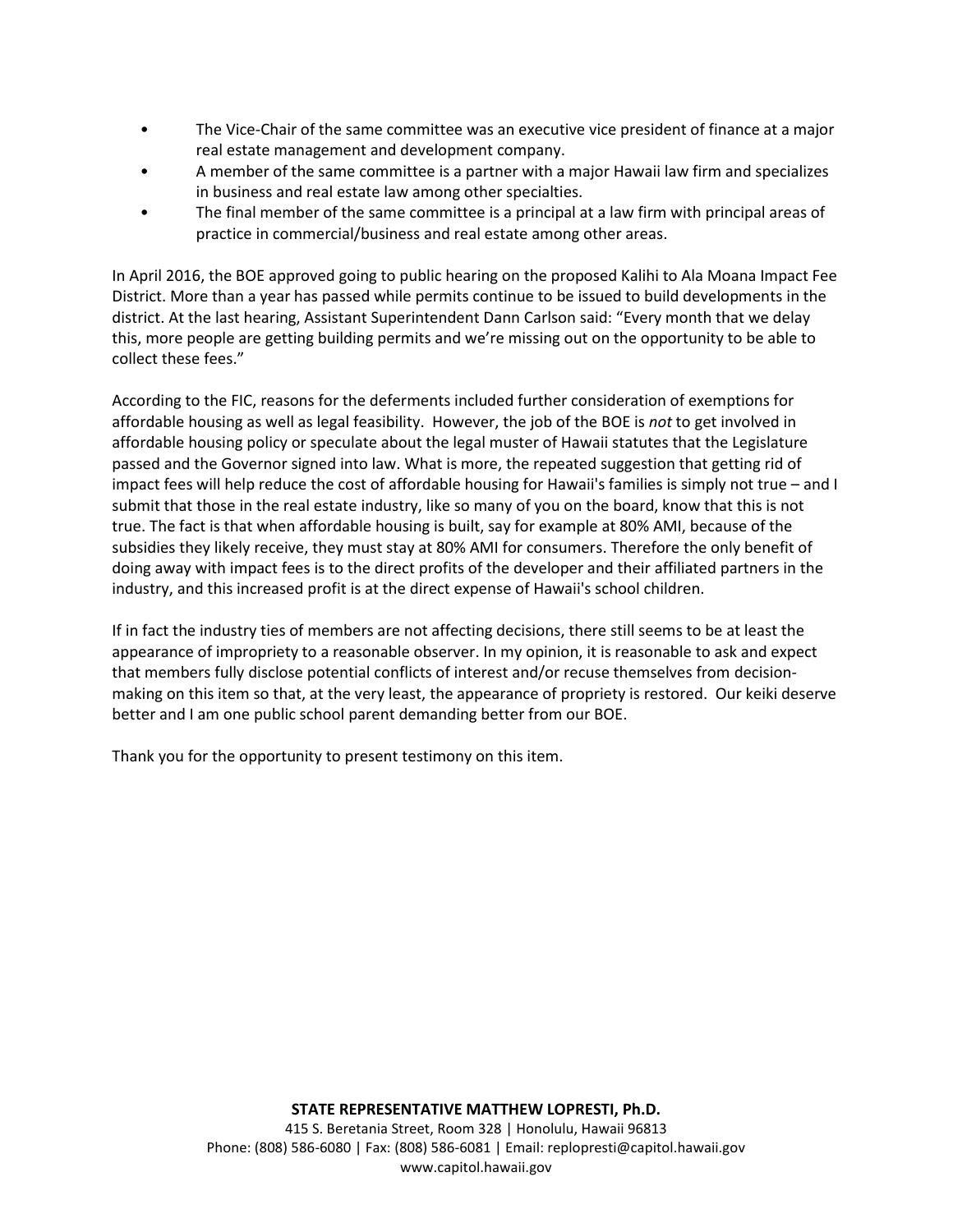- The Vice-Chair of the same committee was an executive vice president of finance at a major real estate management and development company.
- A member of the same committee is a partner with a major Hawaii law firm and specializes in business and real estate law among other specialties.
- The final member of the same committee is a principal at a law firm with principal areas of practice in commercial/business and real estate among other areas.

In April 2016, the BOE approved going to public hearing on the proposed Kalihi to Ala Moana Impact Fee District. More than a year has passed while permits continue to be issued to build developments in the district. At the last hearing, Assistant Superintendent Dann Carlson said: "Every month that we delay this, more people are getting building permits and we're missing out on the opportunity to be able to collect these fees."

According to the FIC, reasons for the deferments included further consideration of exemptions for affordable housing as well as legal feasibility. However, the job of the BOE is *not* to get involved in affordable housing policy or speculate about the legal muster of Hawaii statutes that the Legislature passed and the Governor signed into law. What is more, the repeated suggestion that getting rid of impact fees will help reduce the cost of affordable housing for Hawaii's families is simply not true – and I submit that those in the real estate industry, like so many of you on the board, know that this is not true. The fact is that when affordable housing is built, say for example at 80% AMI, because of the subsidies they likely receive, they must stay at 80% AMI for consumers. Therefore the only benefit of doing away with impact fees is to the direct profits of the developer and their affiliated partners in the industry, and this increased profit is at the direct expense of Hawaii's school children.

If in fact the industry ties of members are not affecting decisions, there still seems to be at least the appearance of impropriety to a reasonable observer. In my opinion, it is reasonable to ask and expect that members fully disclose potential conflicts of interest and/or recuse themselves from decision-making on this item so that, at the very least, the appearance of propriety is restored. Our keiki deserve better and I am one public school parent demanding better from our BOE.

Thank you for the opportunity to present testimony on this item.

**STATE REPRESENTATIVE MATTHEW LOPRESTI, Ph.D.**
415 S. Beretania Street, Room 328 | Honolulu, Hawaii 96813
Phone: (808) 586-6080 | Fax: (808) 586-6081 | Email: replopresti@capitol.hawaii.gov
www.capitol.hawaii.gov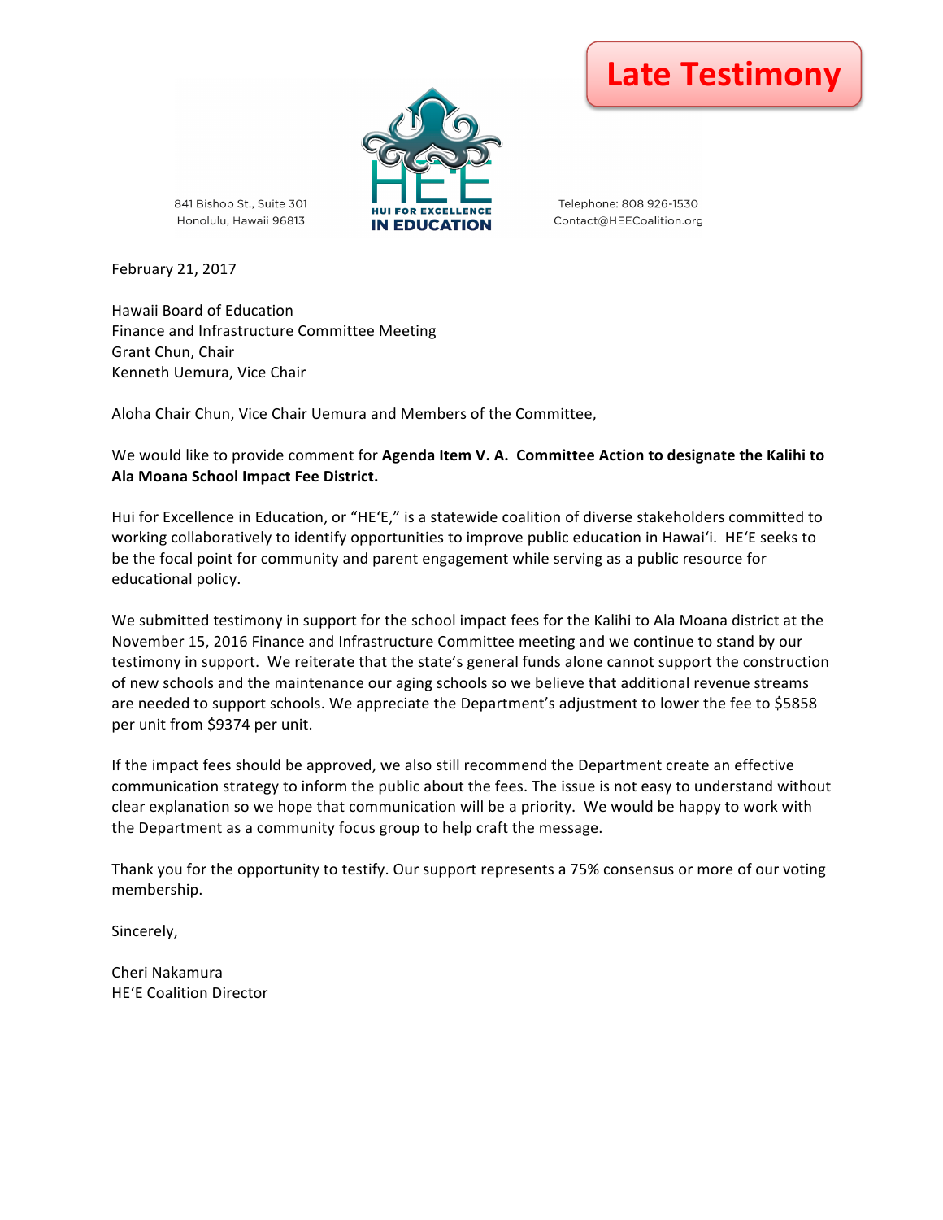**Late Testimony**

841 Bishop St., Suite 301
Honolulu, Hawaii 96813

HE'E
HUI FOR EXCELLENCE IN EDUCATION

Telephone: 808 926-1530
Contact@HEECoalition.org

February 21, 2017

Hawaii Board of Education
Finance and Infrastructure Committee Meeting
Grant Chun, Chair
Kenneth Uemura, Vice Chair

Aloha Chair Chun, Vice Chair Uemura and Members of the Committee,

We would like to provide comment for **Agenda Item V. A. Committee Action to designate the Kalihi to Ala Moana School Impact Fee District.**

Hui for Excellence in Education, or "HEʻE," is a statewide coalition of diverse stakeholders committed to working collaboratively to identify opportunities to improve public education in Hawaiʻi. HEʻE seeks to be the focal point for community and parent engagement while serving as a public resource for educational policy.

We submitted testimony in support for the school impact fees for the Kalihi to Ala Moana district at the November 15, 2016 Finance and Infrastructure Committee meeting and we continue to stand by our testimony in support. We reiterate that the state's general funds alone cannot support the construction of new schools and the maintenance our aging schools so we believe that additional revenue streams are needed to support schools. We appreciate the Department's adjustment to lower the fee to $5858 per unit from $9374 per unit.

If the impact fees should be approved, we also still recommend the Department create an effective communication strategy to inform the public about the fees. The issue is not easy to understand without clear explanation so we hope that communication will be a priority. We would be happy to work with the Department as a community focus group to help craft the message.

Thank you for the opportunity to testify. Our support represents a 75% consensus or more of our voting membership.

Sincerely,

Cheri Nakamura
HEʻE Coalition Director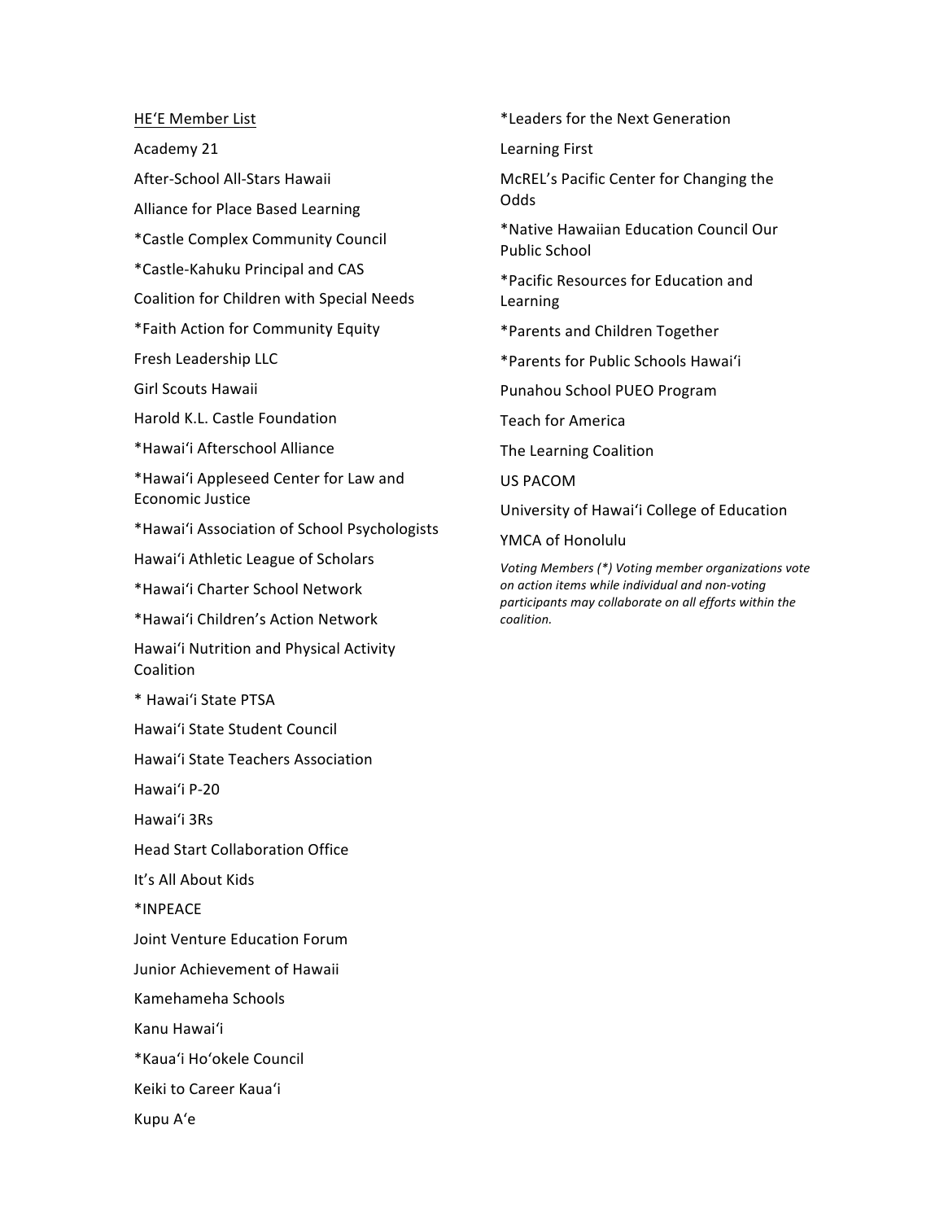HE‘E Member List

Academy 21

After-School All-Stars Hawaii

Alliance for Place Based Learning

*Castle Complex Community Council

*Castle-Kahuku Principal and CAS

Coalition for Children with Special Needs

*Faith Action for Community Equity

Fresh Leadership LLC

Girl Scouts Hawaii

Harold K.L. Castle Foundation

*Hawai‘i Afterschool Alliance

*Hawai‘i Appleseed Center for Law and Economic Justice

*Hawai‘i Association of School Psychologists

Hawai‘i Athletic League of Scholars

*Hawai‘i Charter School Network

*Hawai‘i Children's Action Network

Hawai‘i Nutrition and Physical Activity Coalition

* Hawai‘i State PTSA

Hawai‘i State Student Council

Hawai‘i State Teachers Association

Hawai‘i P-20

Hawai‘i 3Rs

Head Start Collaboration Office

It's All About Kids

*INPEACE

Joint Venture Education Forum

Junior Achievement of Hawaii

Kamehameha Schools

Kanu Hawai‘i

*Kaua‘i Ho‘okele Council

Keiki to Career Kaua‘i

Kupu A‘e

*Leaders for the Next Generation

Learning First

McREL's Pacific Center for Changing the Odds

*Native Hawaiian Education Council Our Public School

*Pacific Resources for Education and Learning

*Parents and Children Together

*Parents for Public Schools Hawai‘i

Punahou School PUEO Program

Teach for America

The Learning Coalition

US PACOM

University of Hawai‘i College of Education

YMCA of Honolulu

*Voting Members (*) Voting member organizations vote on action items while individual and non-voting participants may collaborate on all efforts within the coalition.*